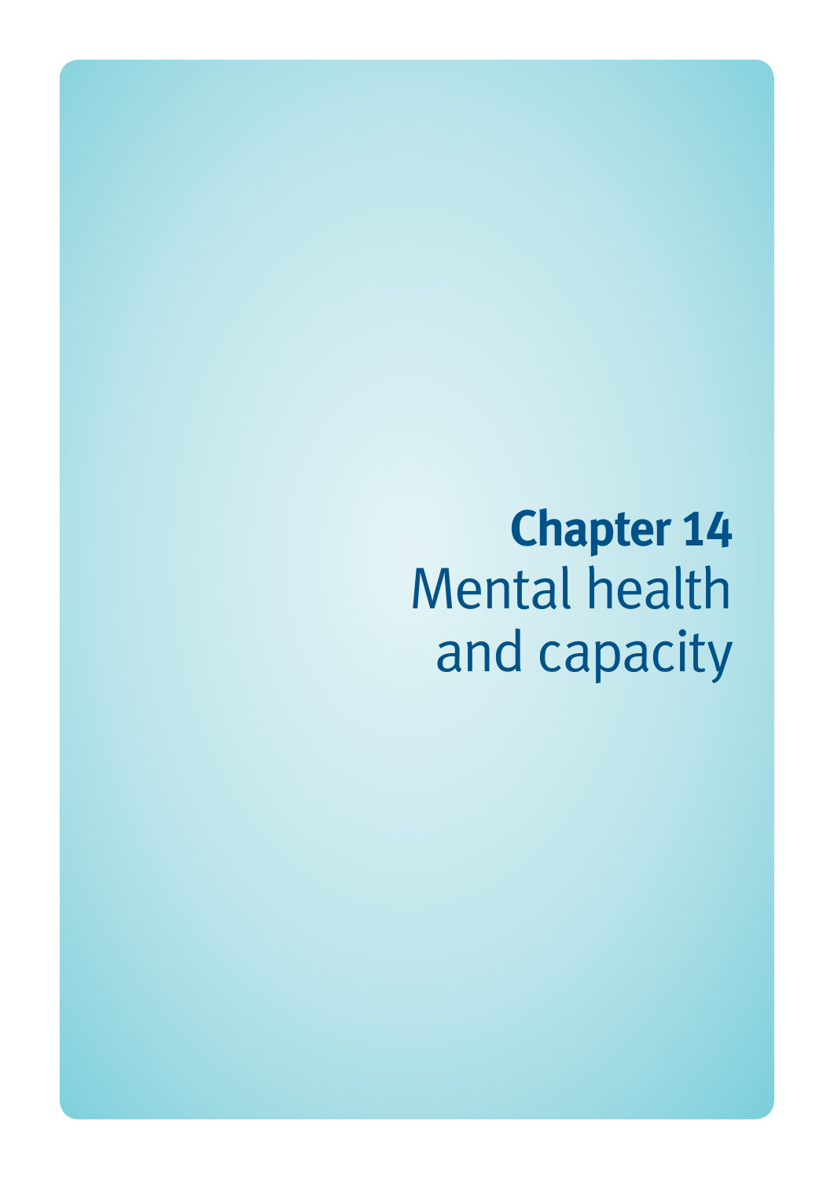# Chapter 14
## Mental health and capacity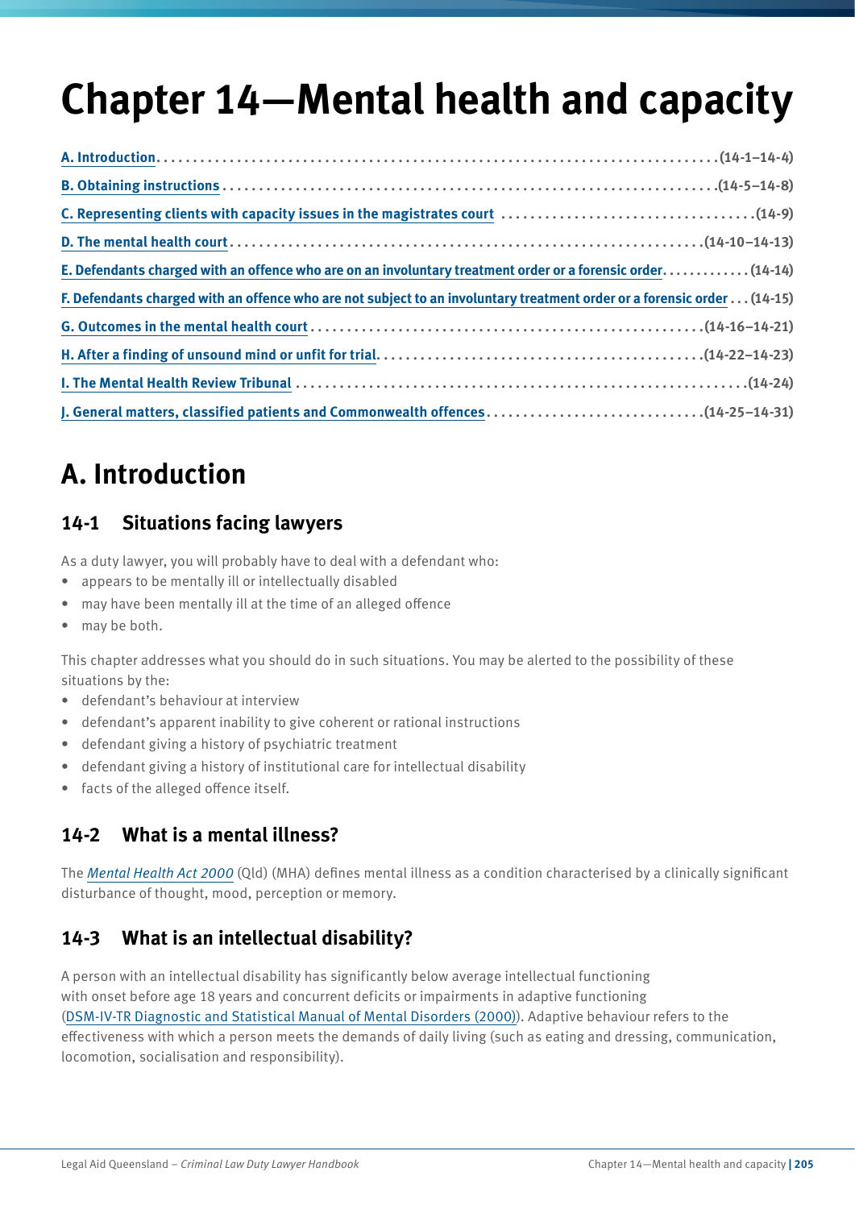# Chapter 14—Mental health and capacity

A. Introduction ................................................................ (14-1–14-4)

B. Obtaining instructions ................................................................ (14-5–14-8)

C. Representing clients with capacity issues in the magistrates court ................................................................ (14-9)

D. The mental health court ................................................................ (14-10–14-13)

E. Defendants charged with an offence who are on an involuntary treatment order or a forensic order ................................................................ (14-14)

F. Defendants charged with an offence who are not subject to an involuntary treatment order or a forensic order ... (14-15)

G. Outcomes in the mental health court ................................................................ (14-16–14-21)

H. After a finding of unsound mind or unfit for trial ................................................................ (14-22–14-23)

I. The Mental Health Review Tribunal ................................................................ (14-24)

J. General matters, classified patients and Commonwealth offences ................................................................ (14-25–14-31)

## A. Introduction

### 14-1 Situations facing lawyers

As a duty lawyer, you will probably have to deal with a defendant who:

- appears to be mentally ill or intellectually disabled
- may have been mentally ill at the time of an alleged offence
- may be both.

This chapter addresses what you should do in such situations. You may be alerted to the possibility of these situations by the:

- defendant's behaviour at interview
- defendant's apparent inability to give coherent or rational instructions
- defendant giving a history of psychiatric treatment
- defendant giving a history of institutional care for intellectual disability
- facts of the alleged offence itself.

### 14-2 What is a mental illness?

The *Mental Health Act 2000* (Qld) (MHA) defines mental illness as a condition characterised by a clinically significant disturbance of thought, mood, perception or memory.

### 14-3 What is an intellectual disability?

A person with an intellectual disability has significantly below average intellectual functioning with onset before age 18 years and concurrent deficits or impairments in adaptive functioning (DSM-IV-TR Diagnostic and Statistical Manual of Mental Disorders (2000)). Adaptive behaviour refers to the effectiveness with which a person meets the demands of daily living (such as eating and dressing, communication, locomotion, socialisation and responsibility).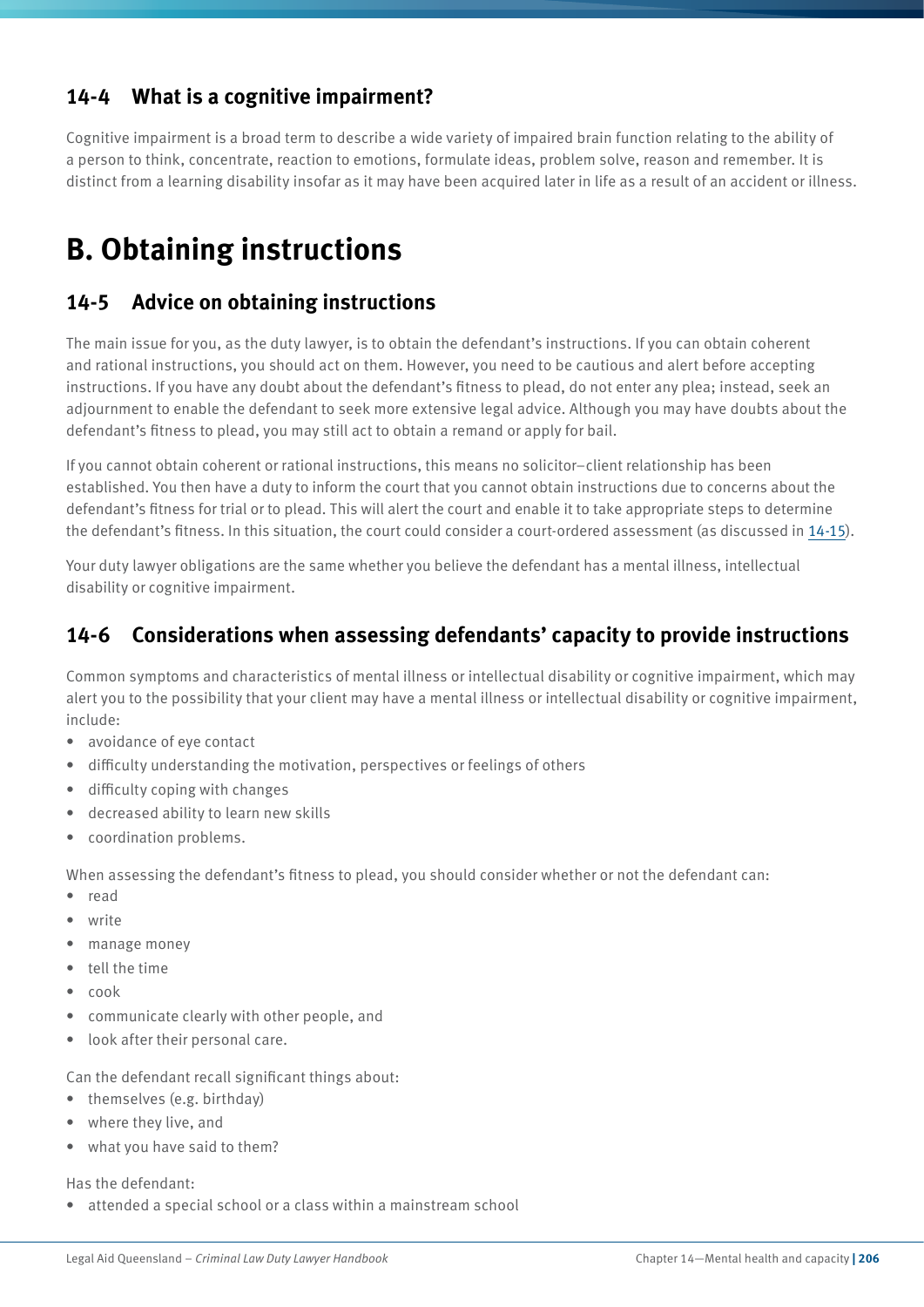### 14-4 What is a cognitive impairment?

Cognitive impairment is a broad term to describe a wide variety of impaired brain function relating to the ability of a person to think, concentrate, reaction to emotions, formulate ideas, problem solve, reason and remember. It is distinct from a learning disability insofar as it may have been acquired later in life as a result of an accident or illness.

## B. Obtaining instructions

### 14-5 Advice on obtaining instructions

The main issue for you, as the duty lawyer, is to obtain the defendant's instructions. If you can obtain coherent and rational instructions, you should act on them. However, you need to be cautious and alert before accepting instructions. If you have any doubt about the defendant's fitness to plead, do not enter any plea; instead, seek an adjournment to enable the defendant to seek more extensive legal advice. Although you may have doubts about the defendant's fitness to plead, you may still act to obtain a remand or apply for bail.

If you cannot obtain coherent or rational instructions, this means no solicitor–client relationship has been established. You then have a duty to inform the court that you cannot obtain instructions due to concerns about the defendant's fitness for trial or to plead. This will alert the court and enable it to take appropriate steps to determine the defendant's fitness. In this situation, the court could consider a court-ordered assessment (as discussed in 14-15).

Your duty lawyer obligations are the same whether you believe the defendant has a mental illness, intellectual disability or cognitive impairment.

### 14-6 Considerations when assessing defendants' capacity to provide instructions

Common symptoms and characteristics of mental illness or intellectual disability or cognitive impairment, which may alert you to the possibility that your client may have a mental illness or intellectual disability or cognitive impairment, include:

- avoidance of eye contact
- difficulty understanding the motivation, perspectives or feelings of others
- difficulty coping with changes
- decreased ability to learn new skills
- coordination problems.

When assessing the defendant's fitness to plead, you should consider whether or not the defendant can:

- read
- write
- manage money
- tell the time
- cook
- communicate clearly with other people, and
- look after their personal care.

Can the defendant recall significant things about:

- themselves (e.g. birthday)
- where they live, and
- what you have said to them?

Has the defendant:

- attended a special school or a class within a mainstream school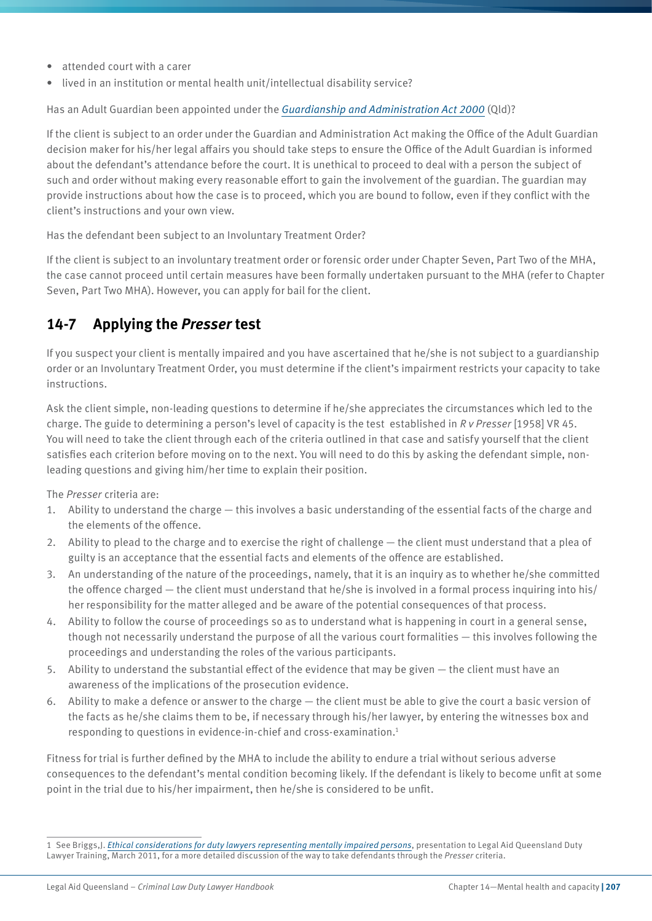- attended court with a carer
- lived in an institution or mental health unit/intellectual disability service?

Has an Adult Guardian been appointed under the *Guardianship and Administration Act 2000* (Qld)?

If the client is subject to an order under the Guardian and Administration Act making the Office of the Adult Guardian decision maker for his/her legal affairs you should take steps to ensure the Office of the Adult Guardian is informed about the defendant's attendance before the court. It is unethical to proceed to deal with a person the subject of such and order without making every reasonable effort to gain the involvement of the guardian. The guardian may provide instructions about how the case is to proceed, which you are bound to follow, even if they conflict with the client's instructions and your own view.

Has the defendant been subject to an Involuntary Treatment Order?

If the client is subject to an involuntary treatment order or forensic order under Chapter Seven, Part Two of the MHA, the case cannot proceed until certain measures have been formally undertaken pursuant to the MHA (refer to Chapter Seven, Part Two MHA). However, you can apply for bail for the client.

## 14-7 Applying the *Presser* test

If you suspect your client is mentally impaired and you have ascertained that he/she is not subject to a guardianship order or an Involuntary Treatment Order, you must determine if the client's impairment restricts your capacity to take instructions.

Ask the client simple, non-leading questions to determine if he/she appreciates the circumstances which led to the charge. The guide to determining a person's level of capacity is the test established in *R v Presser* [1958] VR 45. You will need to take the client through each of the criteria outlined in that case and satisfy yourself that the client satisfies each criterion before moving on to the next. You will need to do this by asking the defendant simple, non-leading questions and giving him/her time to explain their position.

The *Presser* criteria are:

1. Ability to understand the charge — this involves a basic understanding of the essential facts of the charge and the elements of the offence.
2. Ability to plead to the charge and to exercise the right of challenge — the client must understand that a plea of guilty is an acceptance that the essential facts and elements of the offence are established.
3. An understanding of the nature of the proceedings, namely, that it is an inquiry as to whether he/she committed the offence charged — the client must understand that he/she is involved in a formal process inquiring into his/her responsibility for the matter alleged and be aware of the potential consequences of that process.
4. Ability to follow the course of proceedings so as to understand what is happening in court in a general sense, though not necessarily understand the purpose of all the various court formalities — this involves following the proceedings and understanding the roles of the various participants.
5. Ability to understand the substantial effect of the evidence that may be given — the client must have an awareness of the implications of the prosecution evidence.
6. Ability to make a defence or answer to the charge — the client must be able to give the court a basic version of the facts as he/she claims them to be, if necessary through his/her lawyer, by entering the witnesses box and responding to questions in evidence-in-chief and cross-examination.[1]

Fitness for trial is further defined by the MHA to include the ability to endure a trial without serious adverse consequences to the defendant's mental condition becoming likely. If the defendant is likely to become unfit at some point in the trial due to his/her impairment, then he/she is considered to be unfit.

---

1 See Briggs,J. *Ethical considerations for duty lawyers representing mentally impaired persons*, presentation to Legal Aid Queensland Duty Lawyer Training, March 2011, for a more detailed discussion of the way to take defendants through the *Presser* criteria.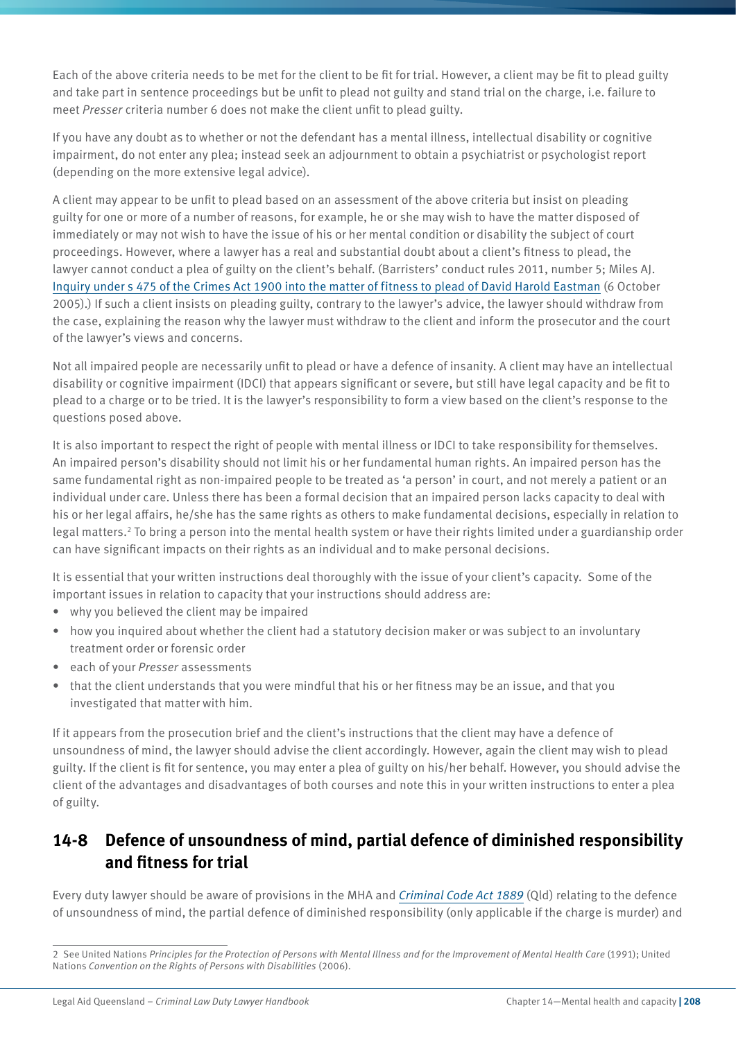Each of the above criteria needs to be met for the client to be fit for trial. However, a client may be fit to plead guilty and take part in sentence proceedings but be unfit to plead not guilty and stand trial on the charge, i.e. failure to meet *Presser* criteria number 6 does not make the client unfit to plead guilty.

If you have any doubt as to whether or not the defendant has a mental illness, intellectual disability or cognitive impairment, do not enter any plea; instead seek an adjournment to obtain a psychiatrist or psychologist report (depending on the more extensive legal advice).

A client may appear to be unfit to plead based on an assessment of the above criteria but insist on pleading guilty for one or more of a number of reasons, for example, he or she may wish to have the matter disposed of immediately or may not wish to have the issue of his or her mental condition or disability the subject of court proceedings. However, where a lawyer has a real and substantial doubt about a client's fitness to plead, the lawyer cannot conduct a plea of guilty on the client's behalf. (Barristers' conduct rules 2011, number 5; Miles AJ. Inquiry under s 475 of the Crimes Act 1900 into the matter of fitness to plead of David Harold Eastman (6 October 2005).) If such a client insists on pleading guilty, contrary to the lawyer's advice, the lawyer should withdraw from the case, explaining the reason why the lawyer must withdraw to the client and inform the prosecutor and the court of the lawyer's views and concerns.

Not all impaired people are necessarily unfit to plead or have a defence of insanity. A client may have an intellectual disability or cognitive impairment (IDCI) that appears significant or severe, but still have legal capacity and be fit to plead to a charge or to be tried. It is the lawyer's responsibility to form a view based on the client's response to the questions posed above.

It is also important to respect the right of people with mental illness or IDCI to take responsibility for themselves. An impaired person's disability should not limit his or her fundamental human rights. An impaired person has the same fundamental right as non-impaired people to be treated as 'a person' in court, and not merely a patient or an individual under care. Unless there has been a formal decision that an impaired person lacks capacity to deal with his or her legal affairs, he/she has the same rights as others to make fundamental decisions, especially in relation to legal matters.[2] To bring a person into the mental health system or have their rights limited under a guardianship order can have significant impacts on their rights as an individual and to make personal decisions.

It is essential that your written instructions deal thoroughly with the issue of your client's capacity. Some of the important issues in relation to capacity that your instructions should address are:

- why you believed the client may be impaired
- how you inquired about whether the client had a statutory decision maker or was subject to an involuntary treatment order or forensic order
- each of your *Presser* assessments
- that the client understands that you were mindful that his or her fitness may be an issue, and that you investigated that matter with him.

If it appears from the prosecution brief and the client's instructions that the client may have a defence of unsoundness of mind, the lawyer should advise the client accordingly. However, again the client may wish to plead guilty. If the client is fit for sentence, you may enter a plea of guilty on his/her behalf. However, you should advise the client of the advantages and disadvantages of both courses and note this in your written instructions to enter a plea of guilty.

## 14-8 Defence of unsoundness of mind, partial defence of diminished responsibility and fitness for trial

Every duty lawyer should be aware of provisions in the MHA and *Criminal Code Act 1889* (Qld) relating to the defence of unsoundness of mind, the partial defence of diminished responsibility (only applicable if the charge is murder) and

---

2 See United Nations *Principles for the Protection of Persons with Mental Illness and for the Improvement of Mental Health Care* (1991); United Nations *Convention on the Rights of Persons with Disabilities* (2006).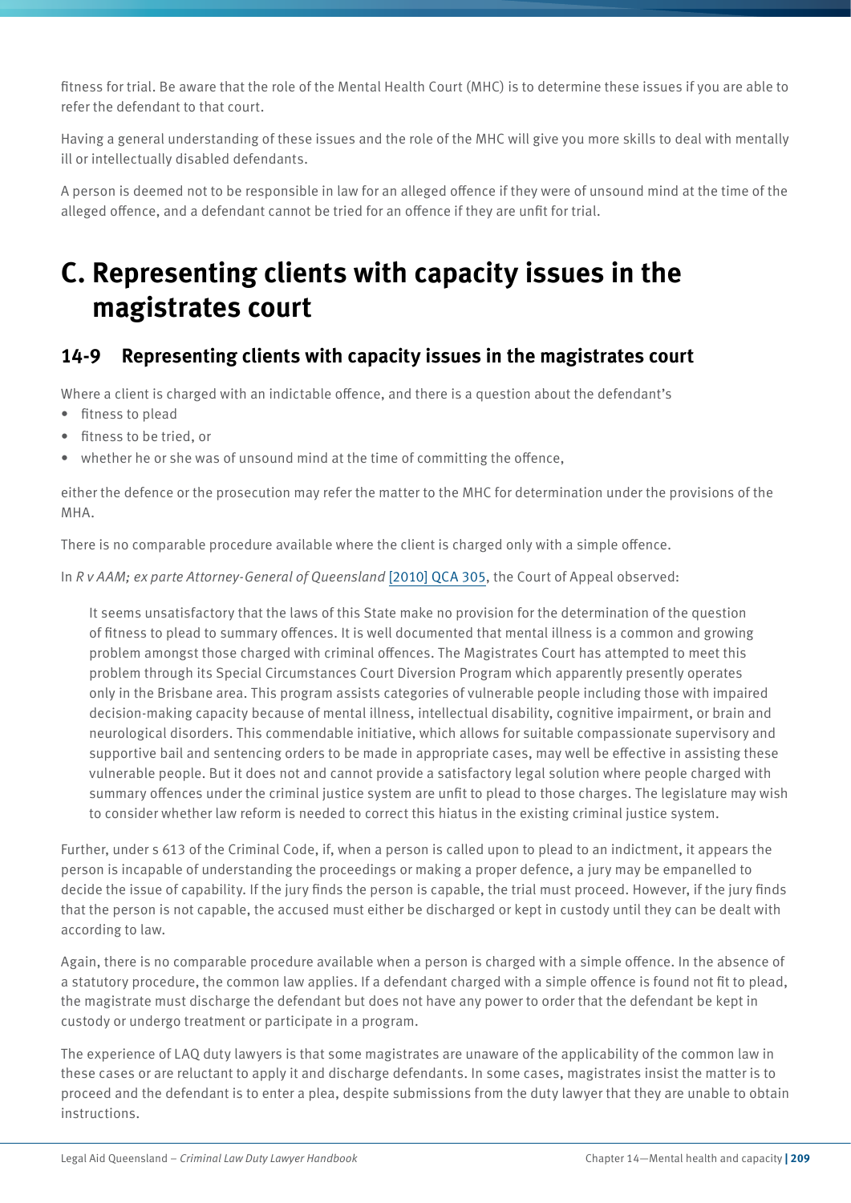fitness for trial. Be aware that the role of the Mental Health Court (MHC) is to determine these issues if you are able to refer the defendant to that court.

Having a general understanding of these issues and the role of the MHC will give you more skills to deal with mentally ill or intellectually disabled defendants.

A person is deemed not to be responsible in law for an alleged offence if they were of unsound mind at the time of the alleged offence, and a defendant cannot be tried for an offence if they are unfit for trial.

# C. Representing clients with capacity issues in the magistrates court

## 14-9 Representing clients with capacity issues in the magistrates court

Where a client is charged with an indictable offence, and there is a question about the defendant's

- fitness to plead
- fitness to be tried, or
- whether he or she was of unsound mind at the time of committing the offence,

either the defence or the prosecution may refer the matter to the MHC for determination under the provisions of the MHA.

There is no comparable procedure available where the client is charged only with a simple offence.

In *R v AAM; ex parte Attorney-General of Queensland* [2010] QCA 305, the Court of Appeal observed:

> It seems unsatisfactory that the laws of this State make no provision for the determination of the question of fitness to plead to summary offences. It is well documented that mental illness is a common and growing problem amongst those charged with criminal offences. The Magistrates Court has attempted to meet this problem through its Special Circumstances Court Diversion Program which apparently presently operates only in the Brisbane area. This program assists categories of vulnerable people including those with impaired decision-making capacity because of mental illness, intellectual disability, cognitive impairment, or brain and neurological disorders. This commendable initiative, which allows for suitable compassionate supervisory and supportive bail and sentencing orders to be made in appropriate cases, may well be effective in assisting these vulnerable people. But it does not and cannot provide a satisfactory legal solution where people charged with summary offences under the criminal justice system are unfit to plead to those charges. The legislature may wish to consider whether law reform is needed to correct this hiatus in the existing criminal justice system.

Further, under s 613 of the Criminal Code, if, when a person is called upon to plead to an indictment, it appears the person is incapable of understanding the proceedings or making a proper defence, a jury may be empanelled to decide the issue of capability. If the jury finds the person is capable, the trial must proceed. However, if the jury finds that the person is not capable, the accused must either be discharged or kept in custody until they can be dealt with according to law.

Again, there is no comparable procedure available when a person is charged with a simple offence. In the absence of a statutory procedure, the common law applies. If a defendant charged with a simple offence is found not fit to plead, the magistrate must discharge the defendant but does not have any power to order that the defendant be kept in custody or undergo treatment or participate in a program.

The experience of LAQ duty lawyers is that some magistrates are unaware of the applicability of the common law in these cases or are reluctant to apply it and discharge defendants. In some cases, magistrates insist the matter is to proceed and the defendant is to enter a plea, despite submissions from the duty lawyer that they are unable to obtain instructions.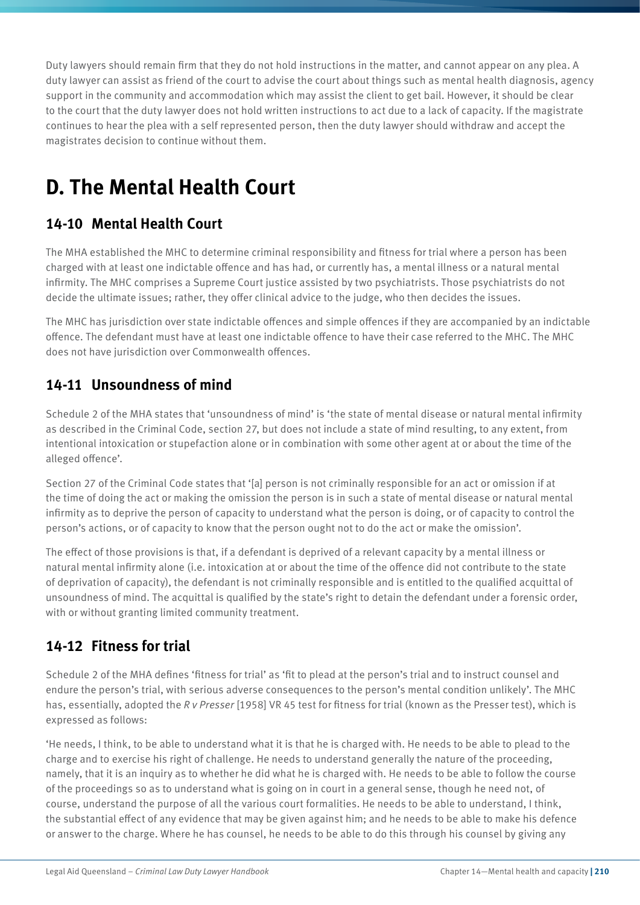Duty lawyers should remain firm that they do not hold instructions in the matter, and cannot appear on any plea. A duty lawyer can assist as friend of the court to advise the court about things such as mental health diagnosis, agency support in the community and accommodation which may assist the client to get bail. However, it should be clear to the court that the duty lawyer does not hold written instructions to act due to a lack of capacity. If the magistrate continues to hear the plea with a self represented person, then the duty lawyer should withdraw and accept the magistrates decision to continue without them.

# D. The Mental Health Court

## 14-10 Mental Health Court

The MHA established the MHC to determine criminal responsibility and fitness for trial where a person has been charged with at least one indictable offence and has had, or currently has, a mental illness or a natural mental infirmity. The MHC comprises a Supreme Court justice assisted by two psychiatrists. Those psychiatrists do not decide the ultimate issues; rather, they offer clinical advice to the judge, who then decides the issues.

The MHC has jurisdiction over state indictable offences and simple offences if they are accompanied by an indictable offence. The defendant must have at least one indictable offence to have their case referred to the MHC. The MHC does not have jurisdiction over Commonwealth offences.

## 14-11 Unsoundness of mind

Schedule 2 of the MHA states that 'unsoundness of mind' is 'the state of mental disease or natural mental infirmity as described in the Criminal Code, section 27, but does not include a state of mind resulting, to any extent, from intentional intoxication or stupefaction alone or in combination with some other agent at or about the time of the alleged offence'.

Section 27 of the Criminal Code states that '[a] person is not criminally responsible for an act or omission if at the time of doing the act or making the omission the person is in such a state of mental disease or natural mental infirmity as to deprive the person of capacity to understand what the person is doing, or of capacity to control the person's actions, or of capacity to know that the person ought not to do the act or make the omission'.

The effect of those provisions is that, if a defendant is deprived of a relevant capacity by a mental illness or natural mental infirmity alone (i.e. intoxication at or about the time of the offence did not contribute to the state of deprivation of capacity), the defendant is not criminally responsible and is entitled to the qualified acquittal of unsoundness of mind. The acquittal is qualified by the state's right to detain the defendant under a forensic order, with or without granting limited community treatment.

## 14-12 Fitness for trial

Schedule 2 of the MHA defines 'fitness for trial' as 'fit to plead at the person's trial and to instruct counsel and endure the person's trial, with serious adverse consequences to the person's mental condition unlikely'. The MHC has, essentially, adopted the *R v Presser* [1958] VR 45 test for fitness for trial (known as the Presser test), which is expressed as follows:

'He needs, I think, to be able to understand what it is that he is charged with. He needs to be able to plead to the charge and to exercise his right of challenge. He needs to understand generally the nature of the proceeding, namely, that it is an inquiry as to whether he did what he is charged with. He needs to be able to follow the course of the proceedings so as to understand what is going on in court in a general sense, though he need not, of course, understand the purpose of all the various court formalities. He needs to be able to understand, I think, the substantial effect of any evidence that may be given against him; and he needs to be able to make his defence or answer to the charge. Where he has counsel, he needs to be able to do this through his counsel by giving any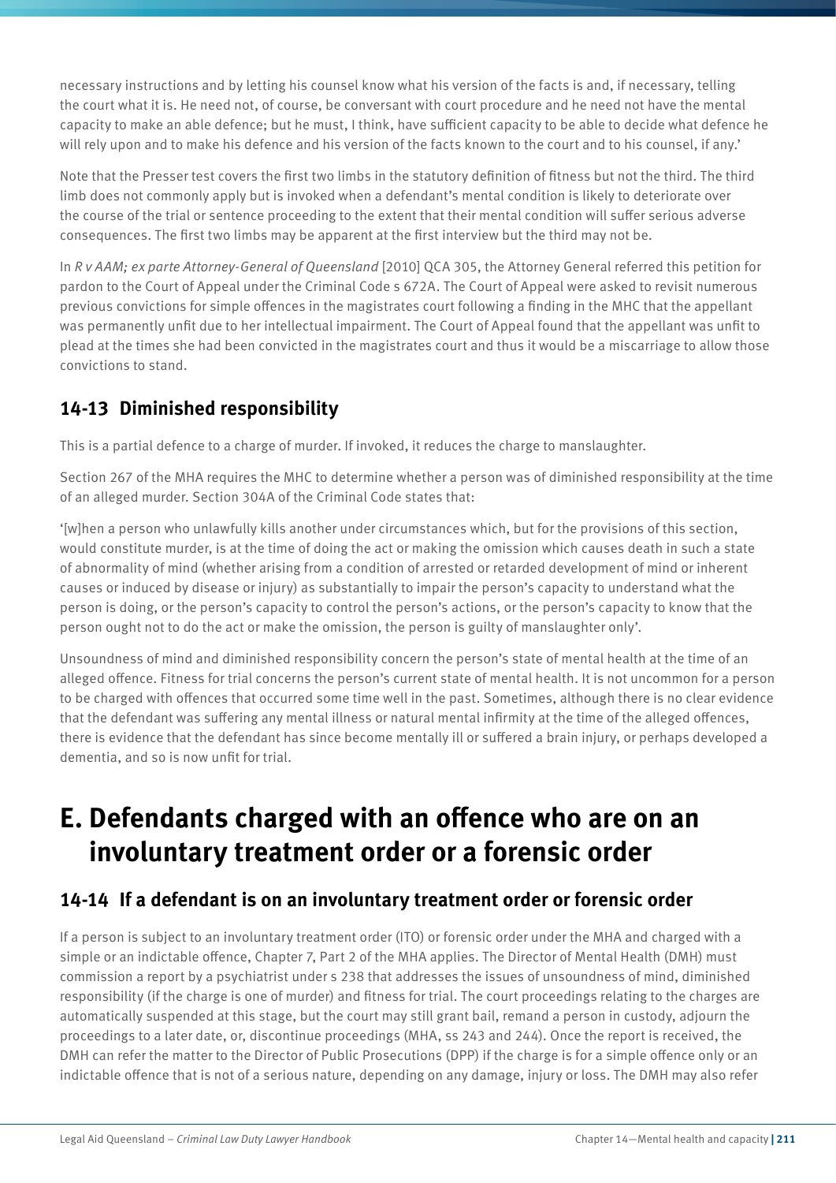necessary instructions and by letting his counsel know what his version of the facts is and, if necessary, telling the court what it is. He need not, of course, be conversant with court procedure and he need not have the mental capacity to make an able defence; but he must, I think, have sufficient capacity to be able to decide what defence he will rely upon and to make his defence and his version of the facts known to the court and to his counsel, if any.'

Note that the Presser test covers the first two limbs in the statutory definition of fitness but not the third. The third limb does not commonly apply but is invoked when a defendant's mental condition is likely to deteriorate over the course of the trial or sentence proceeding to the extent that their mental condition will suffer serious adverse consequences. The first two limbs may be apparent at the first interview but the third may not be.

In *R v AAM; ex parte Attorney-General of Queensland* [2010] QCA 305, the Attorney General referred this petition for pardon to the Court of Appeal under the Criminal Code s 672A. The Court of Appeal were asked to revisit numerous previous convictions for simple offences in the magistrates court following a finding in the MHC that the appellant was permanently unfit due to her intellectual impairment. The Court of Appeal found that the appellant was unfit to plead at the times she had been convicted in the magistrates court and thus it would be a miscarriage to allow those convictions to stand.

### 14-13 Diminished responsibility

This is a partial defence to a charge of murder. If invoked, it reduces the charge to manslaughter.

Section 267 of the MHA requires the MHC to determine whether a person was of diminished responsibility at the time of an alleged murder. Section 304A of the Criminal Code states that:

'[w]hen a person who unlawfully kills another under circumstances which, but for the provisions of this section, would constitute murder, is at the time of doing the act or making the omission which causes death in such a state of abnormality of mind (whether arising from a condition of arrested or retarded development of mind or inherent causes or induced by disease or injury) as substantially to impair the person's capacity to understand what the person is doing, or the person's capacity to control the person's actions, or the person's capacity to know that the person ought not to do the act or make the omission, the person is guilty of manslaughter only'.

Unsoundness of mind and diminished responsibility concern the person's state of mental health at the time of an alleged offence. Fitness for trial concerns the person's current state of mental health. It is not uncommon for a person to be charged with offences that occurred some time well in the past. Sometimes, although there is no clear evidence that the defendant was suffering any mental illness or natural mental infirmity at the time of the alleged offences, there is evidence that the defendant has since become mentally ill or suffered a brain injury, or perhaps developed a dementia, and so is now unfit for trial.

## E. Defendants charged with an offence who are on an involuntary treatment order or a forensic order

### 14-14 If a defendant is on an involuntary treatment order or forensic order

If a person is subject to an involuntary treatment order (ITO) or forensic order under the MHA and charged with a simple or an indictable offence, Chapter 7, Part 2 of the MHA applies. The Director of Mental Health (DMH) must commission a report by a psychiatrist under s 238 that addresses the issues of unsoundness of mind, diminished responsibility (if the charge is one of murder) and fitness for trial. The court proceedings relating to the charges are automatically suspended at this stage, but the court may still grant bail, remand a person in custody, adjourn the proceedings to a later date, or, discontinue proceedings (MHA, ss 243 and 244). Once the report is received, the DMH can refer the matter to the Director of Public Prosecutions (DPP) if the charge is for a simple offence only or an indictable offence that is not of a serious nature, depending on any damage, injury or loss. The DMH may also refer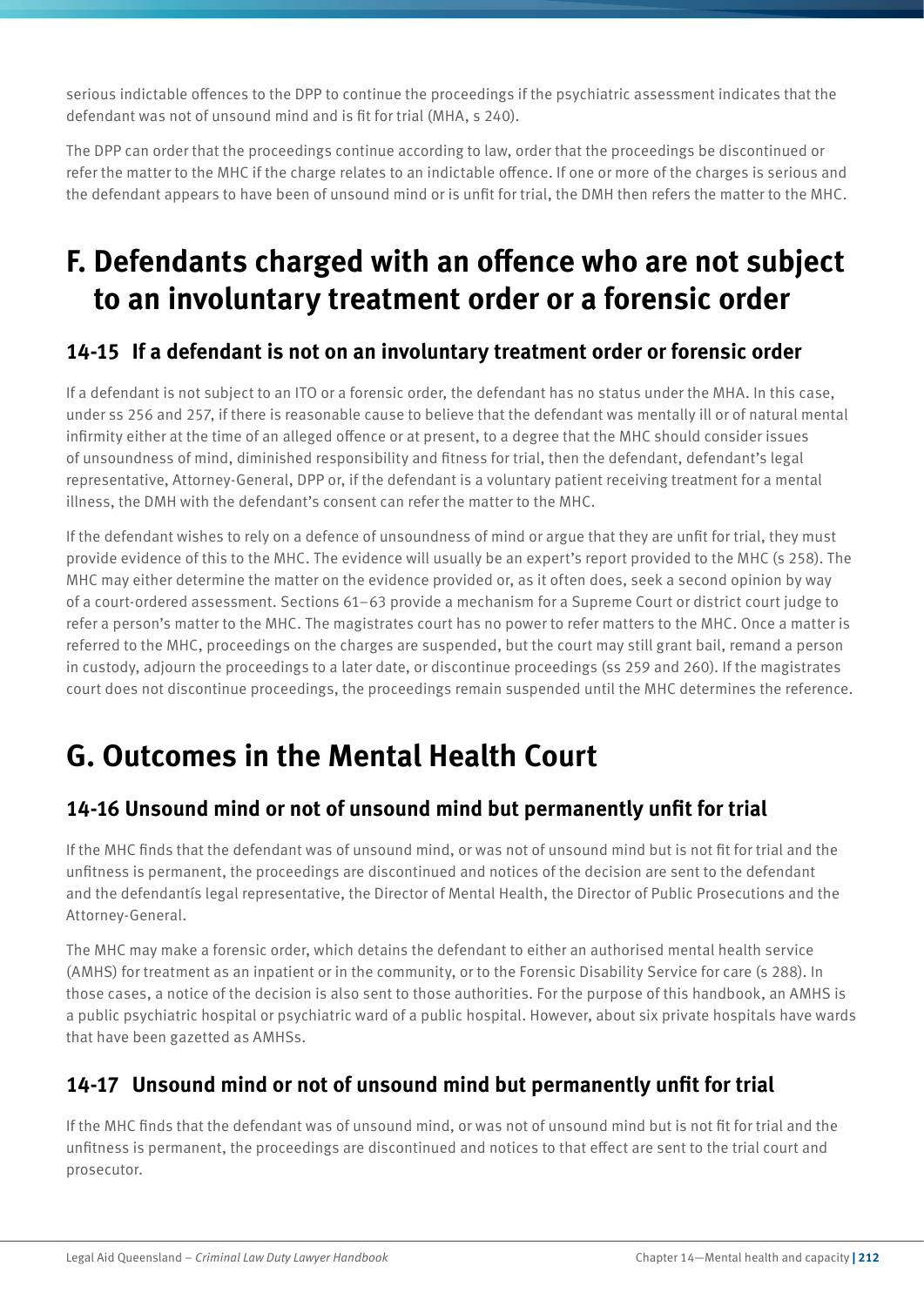serious indictable offences to the DPP to continue the proceedings if the psychiatric assessment indicates that the defendant was not of unsound mind and is fit for trial (MHA, s 240).

The DPP can order that the proceedings continue according to law, order that the proceedings be discontinued or refer the matter to the MHC if the charge relates to an indictable offence. If one or more of the charges is serious and the defendant appears to have been of unsound mind or is unfit for trial, the DMH then refers the matter to the MHC.

# F. Defendants charged with an offence who are not subject to an involuntary treatment order or a forensic order

## 14-15 If a defendant is not on an involuntary treatment order or forensic order

If a defendant is not subject to an ITO or a forensic order, the defendant has no status under the MHA. In this case, under ss 256 and 257, if there is reasonable cause to believe that the defendant was mentally ill or of natural mental infirmity either at the time of an alleged offence or at present, to a degree that the MHC should consider issues of unsoundness of mind, diminished responsibility and fitness for trial, then the defendant, defendant's legal representative, Attorney-General, DPP or, if the defendant is a voluntary patient receiving treatment for a mental illness, the DMH with the defendant's consent can refer the matter to the MHC.

If the defendant wishes to rely on a defence of unsoundness of mind or argue that they are unfit for trial, they must provide evidence of this to the MHC. The evidence will usually be an expert's report provided to the MHC (s 258). The MHC may either determine the matter on the evidence provided or, as it often does, seek a second opinion by way of a court-ordered assessment. Sections 61–63 provide a mechanism for a Supreme Court or district court judge to refer a person's matter to the MHC. The magistrates court has no power to refer matters to the MHC. Once a matter is referred to the MHC, proceedings on the charges are suspended, but the court may still grant bail, remand a person in custody, adjourn the proceedings to a later date, or discontinue proceedings (ss 259 and 260). If the magistrates court does not discontinue proceedings, the proceedings remain suspended until the MHC determines the reference.

# G. Outcomes in the Mental Health Court

## 14-16 Unsound mind or not of unsound mind but permanently unfit for trial

If the MHC finds that the defendant was of unsound mind, or was not of unsound mind but is not fit for trial and the unfitness is permanent, the proceedings are discontinued and notices of the decision are sent to the defendant and the defendantís legal representative, the Director of Mental Health, the Director of Public Prosecutions and the Attorney-General.

The MHC may make a forensic order, which detains the defendant to either an authorised mental health service (AMHS) for treatment as an inpatient or in the community, or to the Forensic Disability Service for care (s 288). In those cases, a notice of the decision is also sent to those authorities. For the purpose of this handbook, an AMHS is a public psychiatric hospital or psychiatric ward of a public hospital. However, about six private hospitals have wards that have been gazetted as AMHSs.

## 14-17 Unsound mind or not of unsound mind but permanently unfit for trial

If the MHC finds that the defendant was of unsound mind, or was not of unsound mind but is not fit for trial and the unfitness is permanent, the proceedings are discontinued and notices to that effect are sent to the trial court and prosecutor.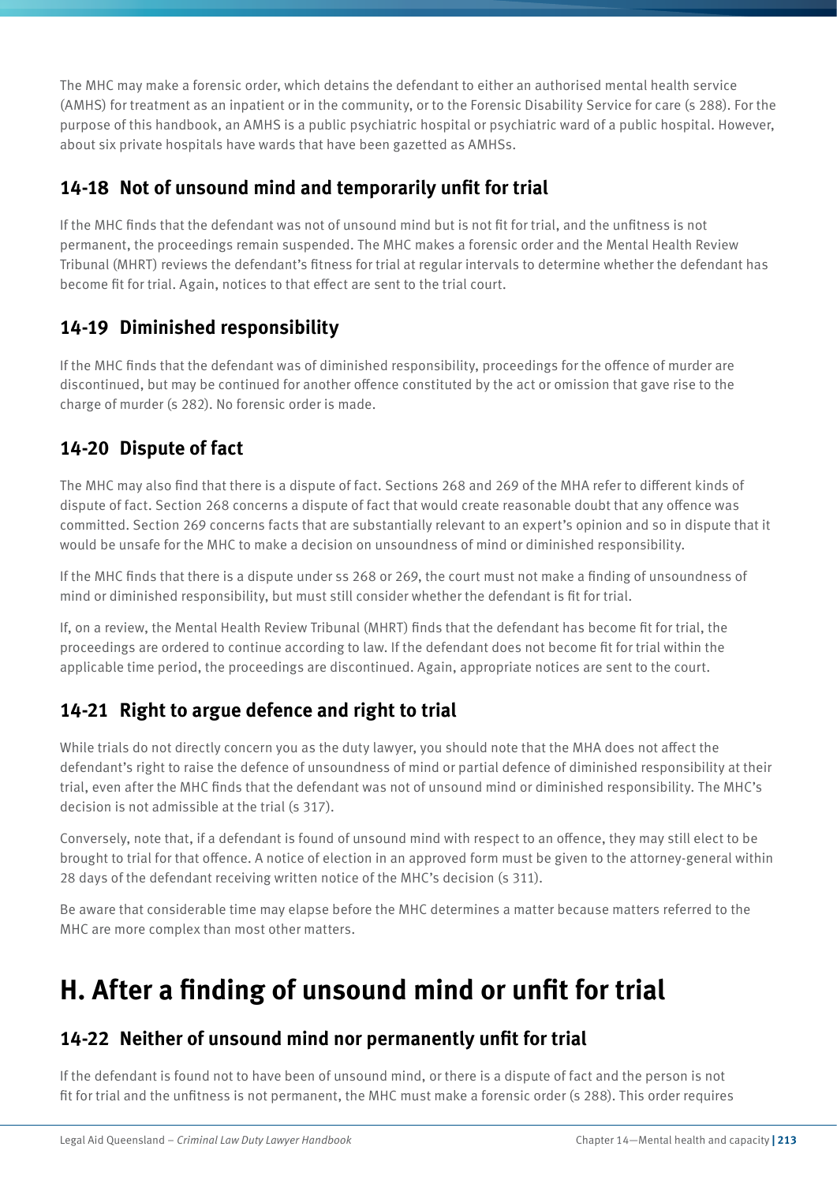The MHC may make a forensic order, which detains the defendant to either an authorised mental health service (AMHS) for treatment as an inpatient or in the community, or to the Forensic Disability Service for care (s 288). For the purpose of this handbook, an AMHS is a public psychiatric hospital or psychiatric ward of a public hospital. However, about six private hospitals have wards that have been gazetted as AMHSs.

### 14-18 Not of unsound mind and temporarily unfit for trial

If the MHC finds that the defendant was not of unsound mind but is not fit for trial, and the unfitness is not permanent, the proceedings remain suspended. The MHC makes a forensic order and the Mental Health Review Tribunal (MHRT) reviews the defendant's fitness for trial at regular intervals to determine whether the defendant has become fit for trial. Again, notices to that effect are sent to the trial court.

### 14-19 Diminished responsibility

If the MHC finds that the defendant was of diminished responsibility, proceedings for the offence of murder are discontinued, but may be continued for another offence constituted by the act or omission that gave rise to the charge of murder (s 282). No forensic order is made.

### 14-20 Dispute of fact

The MHC may also find that there is a dispute of fact. Sections 268 and 269 of the MHA refer to different kinds of dispute of fact. Section 268 concerns a dispute of fact that would create reasonable doubt that any offence was committed. Section 269 concerns facts that are substantially relevant to an expert's opinion and so in dispute that it would be unsafe for the MHC to make a decision on unsoundness of mind or diminished responsibility.

If the MHC finds that there is a dispute under ss 268 or 269, the court must not make a finding of unsoundness of mind or diminished responsibility, but must still consider whether the defendant is fit for trial.

If, on a review, the Mental Health Review Tribunal (MHRT) finds that the defendant has become fit for trial, the proceedings are ordered to continue according to law. If the defendant does not become fit for trial within the applicable time period, the proceedings are discontinued. Again, appropriate notices are sent to the court.

### 14-21 Right to argue defence and right to trial

While trials do not directly concern you as the duty lawyer, you should note that the MHA does not affect the defendant's right to raise the defence of unsoundness of mind or partial defence of diminished responsibility at their trial, even after the MHC finds that the defendant was not of unsound mind or diminished responsibility. The MHC's decision is not admissible at the trial (s 317).

Conversely, note that, if a defendant is found of unsound mind with respect to an offence, they may still elect to be brought to trial for that offence. A notice of election in an approved form must be given to the attorney-general within 28 days of the defendant receiving written notice of the MHC's decision (s 311).

Be aware that considerable time may elapse before the MHC determines a matter because matters referred to the MHC are more complex than most other matters.

## H. After a finding of unsound mind or unfit for trial

### 14-22 Neither of unsound mind nor permanently unfit for trial

If the defendant is found not to have been of unsound mind, or there is a dispute of fact and the person is not fit for trial and the unfitness is not permanent, the MHC must make a forensic order (s 288). This order requires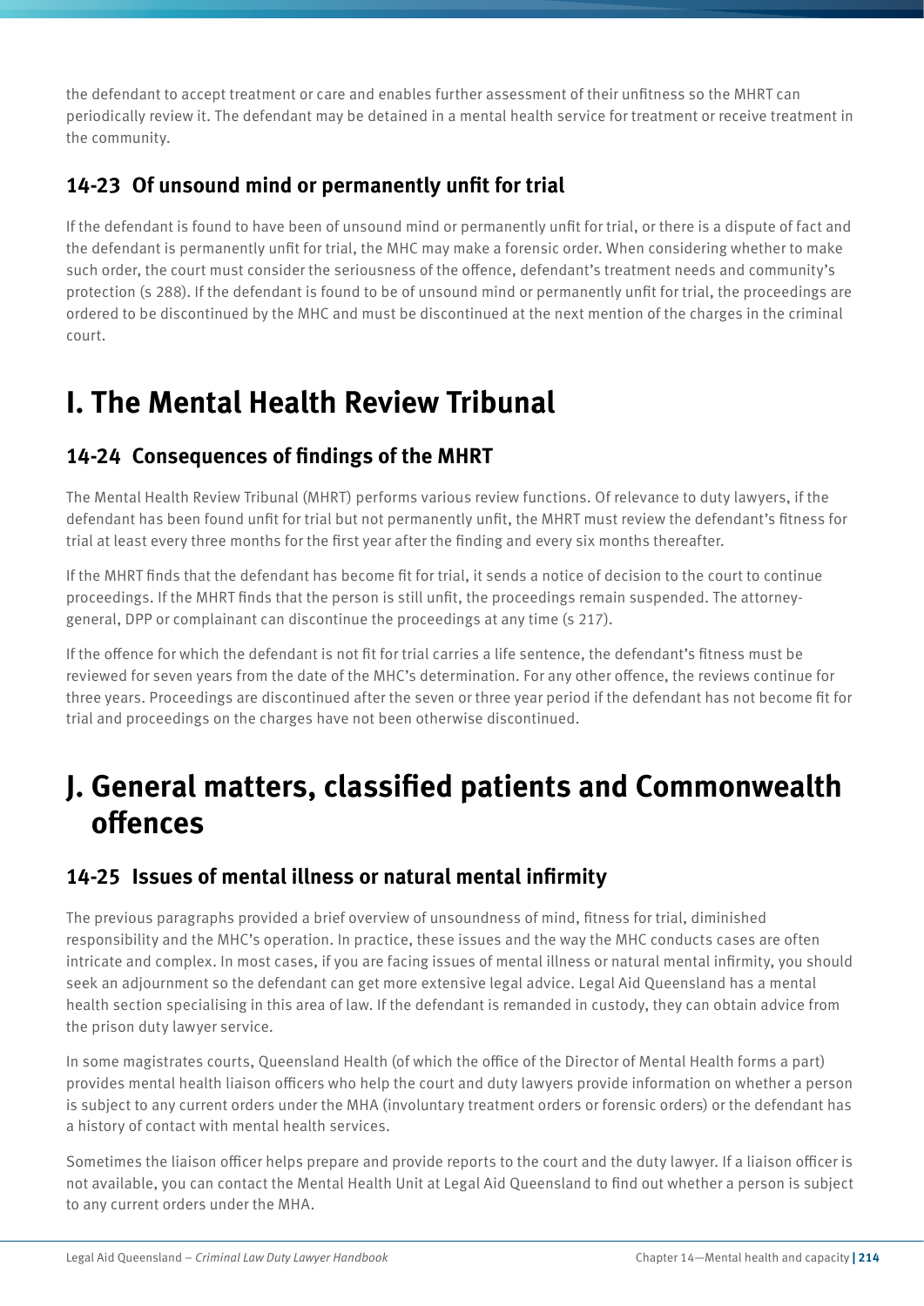the defendant to accept treatment or care and enables further assessment of their unfitness so the MHRT can periodically review it. The defendant may be detained in a mental health service for treatment or receive treatment in the community.

### 14-23 Of unsound mind or permanently unfit for trial

If the defendant is found to have been of unsound mind or permanently unfit for trial, or there is a dispute of fact and the defendant is permanently unfit for trial, the MHC may make a forensic order. When considering whether to make such order, the court must consider the seriousness of the offence, defendant's treatment needs and community's protection (s 288). If the defendant is found to be of unsound mind or permanently unfit for trial, the proceedings are ordered to be discontinued by the MHC and must be discontinued at the next mention of the charges in the criminal court.

## I. The Mental Health Review Tribunal

### 14-24 Consequences of findings of the MHRT

The Mental Health Review Tribunal (MHRT) performs various review functions. Of relevance to duty lawyers, if the defendant has been found unfit for trial but not permanently unfit, the MHRT must review the defendant's fitness for trial at least every three months for the first year after the finding and every six months thereafter.

If the MHRT finds that the defendant has become fit for trial, it sends a notice of decision to the court to continue proceedings. If the MHRT finds that the person is still unfit, the proceedings remain suspended. The attorney-general, DPP or complainant can discontinue the proceedings at any time (s 217).

If the offence for which the defendant is not fit for trial carries a life sentence, the defendant's fitness must be reviewed for seven years from the date of the MHC's determination. For any other offence, the reviews continue for three years. Proceedings are discontinued after the seven or three year period if the defendant has not become fit for trial and proceedings on the charges have not been otherwise discontinued.

## J. General matters, classified patients and Commonwealth offences

### 14-25 Issues of mental illness or natural mental infirmity

The previous paragraphs provided a brief overview of unsoundness of mind, fitness for trial, diminished responsibility and the MHC's operation. In practice, these issues and the way the MHC conducts cases are often intricate and complex. In most cases, if you are facing issues of mental illness or natural mental infirmity, you should seek an adjournment so the defendant can get more extensive legal advice. Legal Aid Queensland has a mental health section specialising in this area of law. If the defendant is remanded in custody, they can obtain advice from the prison duty lawyer service.

In some magistrates courts, Queensland Health (of which the office of the Director of Mental Health forms a part) provides mental health liaison officers who help the court and duty lawyers provide information on whether a person is subject to any current orders under the MHA (involuntary treatment orders or forensic orders) or the defendant has a history of contact with mental health services.

Sometimes the liaison officer helps prepare and provide reports to the court and the duty lawyer. If a liaison officer is not available, you can contact the Mental Health Unit at Legal Aid Queensland to find out whether a person is subject to any current orders under the MHA.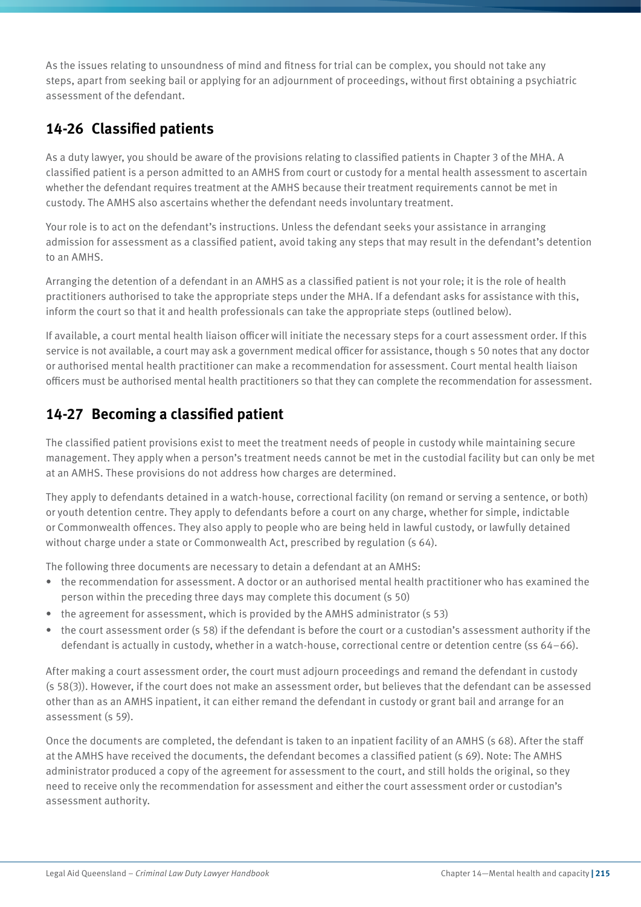As the issues relating to unsoundness of mind and fitness for trial can be complex, you should not take any steps, apart from seeking bail or applying for an adjournment of proceedings, without first obtaining a psychiatric assessment of the defendant.

## 14-26 Classified patients

As a duty lawyer, you should be aware of the provisions relating to classified patients in Chapter 3 of the MHA. A classified patient is a person admitted to an AMHS from court or custody for a mental health assessment to ascertain whether the defendant requires treatment at the AMHS because their treatment requirements cannot be met in custody. The AMHS also ascertains whether the defendant needs involuntary treatment.

Your role is to act on the defendant's instructions. Unless the defendant seeks your assistance in arranging admission for assessment as a classified patient, avoid taking any steps that may result in the defendant's detention to an AMHS.

Arranging the detention of a defendant in an AMHS as a classified patient is not your role; it is the role of health practitioners authorised to take the appropriate steps under the MHA. If a defendant asks for assistance with this, inform the court so that it and health professionals can take the appropriate steps (outlined below).

If available, a court mental health liaison officer will initiate the necessary steps for a court assessment order. If this service is not available, a court may ask a government medical officer for assistance, though s 50 notes that any doctor or authorised mental health practitioner can make a recommendation for assessment. Court mental health liaison officers must be authorised mental health practitioners so that they can complete the recommendation for assessment.

## 14-27 Becoming a classified patient

The classified patient provisions exist to meet the treatment needs of people in custody while maintaining secure management. They apply when a person's treatment needs cannot be met in the custodial facility but can only be met at an AMHS. These provisions do not address how charges are determined.

They apply to defendants detained in a watch-house, correctional facility (on remand or serving a sentence, or both) or youth detention centre. They apply to defendants before a court on any charge, whether for simple, indictable or Commonwealth offences. They also apply to people who are being held in lawful custody, or lawfully detained without charge under a state or Commonwealth Act, prescribed by regulation (s 64).

The following three documents are necessary to detain a defendant at an AMHS:

- the recommendation for assessment. A doctor or an authorised mental health practitioner who has examined the person within the preceding three days may complete this document (s 50)
- the agreement for assessment, which is provided by the AMHS administrator (s 53)
- the court assessment order (s 58) if the defendant is before the court or a custodian's assessment authority if the defendant is actually in custody, whether in a watch-house, correctional centre or detention centre (ss 64–66).

After making a court assessment order, the court must adjourn proceedings and remand the defendant in custody (s 58(3)). However, if the court does not make an assessment order, but believes that the defendant can be assessed other than as an AMHS inpatient, it can either remand the defendant in custody or grant bail and arrange for an assessment (s 59).

Once the documents are completed, the defendant is taken to an inpatient facility of an AMHS (s 68). After the staff at the AMHS have received the documents, the defendant becomes a classified patient (s 69). Note: The AMHS administrator produced a copy of the agreement for assessment to the court, and still holds the original, so they need to receive only the recommendation for assessment and either the court assessment order or custodian's assessment authority.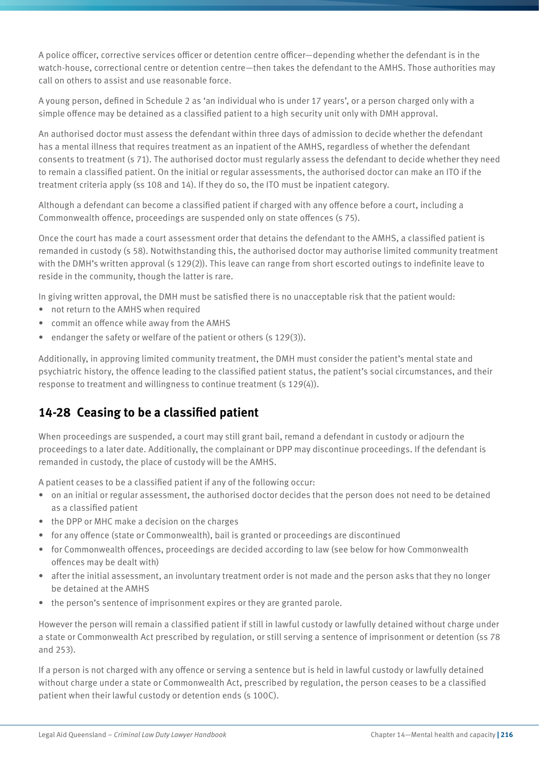A police officer, corrective services officer or detention centre officer—depending whether the defendant is in the watch-house, correctional centre or detention centre—then takes the defendant to the AMHS. Those authorities may call on others to assist and use reasonable force.

A young person, defined in Schedule 2 as 'an individual who is under 17 years', or a person charged only with a simple offence may be detained as a classified patient to a high security unit only with DMH approval.

An authorised doctor must assess the defendant within three days of admission to decide whether the defendant has a mental illness that requires treatment as an inpatient of the AMHS, regardless of whether the defendant consents to treatment (s 71). The authorised doctor must regularly assess the defendant to decide whether they need to remain a classified patient. On the initial or regular assessments, the authorised doctor can make an ITO if the treatment criteria apply (ss 108 and 14). If they do so, the ITO must be inpatient category.

Although a defendant can become a classified patient if charged with any offence before a court, including a Commonwealth offence, proceedings are suspended only on state offences (s 75).

Once the court has made a court assessment order that detains the defendant to the AMHS, a classified patient is remanded in custody (s 58). Notwithstanding this, the authorised doctor may authorise limited community treatment with the DMH's written approval (s 129(2)). This leave can range from short escorted outings to indefinite leave to reside in the community, though the latter is rare.

In giving written approval, the DMH must be satisfied there is no unacceptable risk that the patient would:

- not return to the AMHS when required
- commit an offence while away from the AMHS
- endanger the safety or welfare of the patient or others (s 129(3)).

Additionally, in approving limited community treatment, the DMH must consider the patient's mental state and psychiatric history, the offence leading to the classified patient status, the patient's social circumstances, and their response to treatment and willingness to continue treatment (s 129(4)).

## 14-28 Ceasing to be a classified patient

When proceedings are suspended, a court may still grant bail, remand a defendant in custody or adjourn the proceedings to a later date. Additionally, the complainant or DPP may discontinue proceedings. If the defendant is remanded in custody, the place of custody will be the AMHS.

A patient ceases to be a classified patient if any of the following occur:

- on an initial or regular assessment, the authorised doctor decides that the person does not need to be detained as a classified patient
- the DPP or MHC make a decision on the charges
- for any offence (state or Commonwealth), bail is granted or proceedings are discontinued
- for Commonwealth offences, proceedings are decided according to law (see below for how Commonwealth offences may be dealt with)
- after the initial assessment, an involuntary treatment order is not made and the person asks that they no longer be detained at the AMHS
- the person's sentence of imprisonment expires or they are granted parole.

However the person will remain a classified patient if still in lawful custody or lawfully detained without charge under a state or Commonwealth Act prescribed by regulation, or still serving a sentence of imprisonment or detention (ss 78 and 253).

If a person is not charged with any offence or serving a sentence but is held in lawful custody or lawfully detained without charge under a state or Commonwealth Act, prescribed by regulation, the person ceases to be a classified patient when their lawful custody or detention ends (s 100C).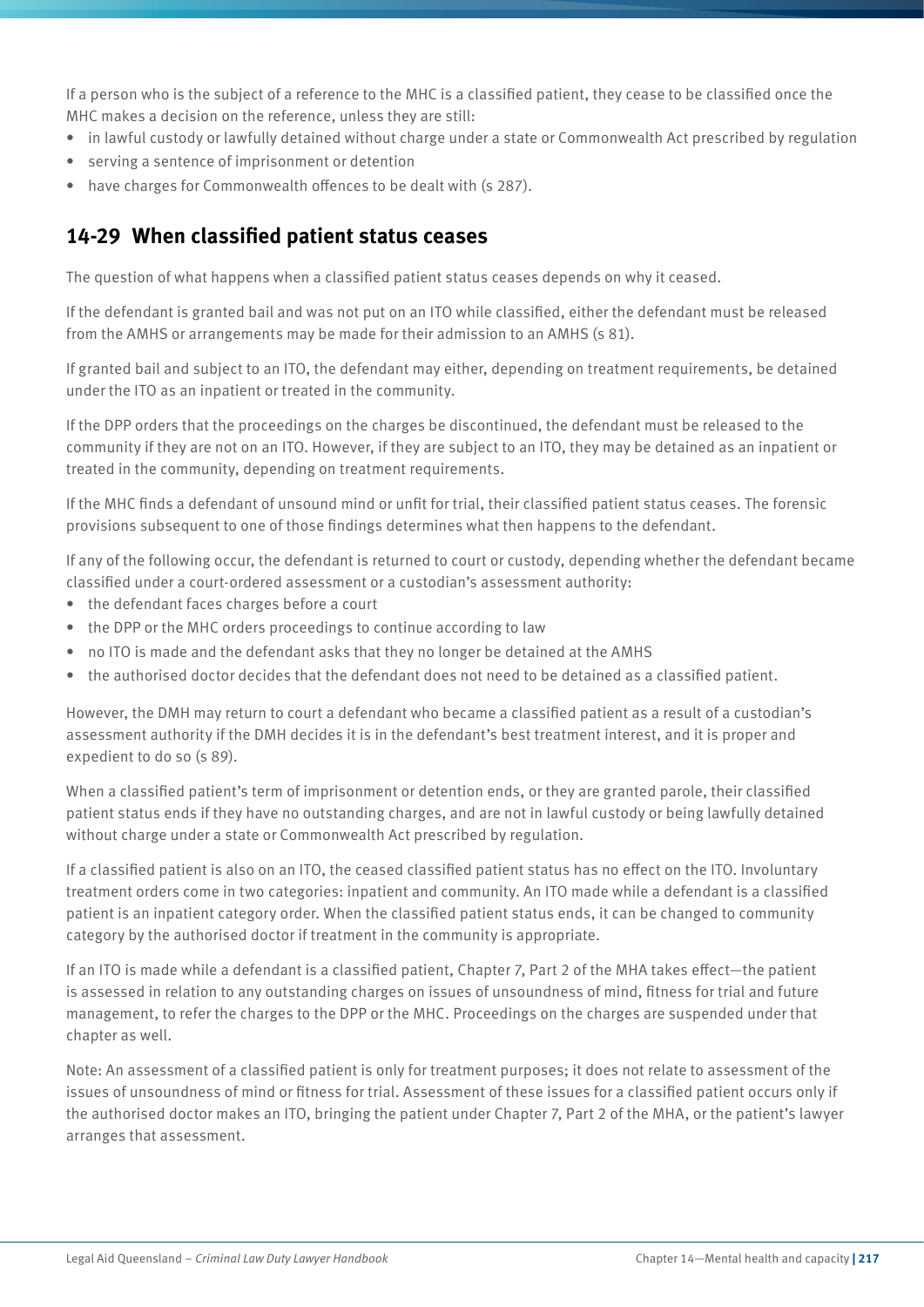If a person who is the subject of a reference to the MHC is a classified patient, they cease to be classified once the MHC makes a decision on the reference, unless they are still:

- in lawful custody or lawfully detained without charge under a state or Commonwealth Act prescribed by regulation
- serving a sentence of imprisonment or detention
- have charges for Commonwealth offences to be dealt with (s 287).

## 14-29 When classified patient status ceases

The question of what happens when a classified patient status ceases depends on why it ceased.

If the defendant is granted bail and was not put on an ITO while classified, either the defendant must be released from the AMHS or arrangements may be made for their admission to an AMHS (s 81).

If granted bail and subject to an ITO, the defendant may either, depending on treatment requirements, be detained under the ITO as an inpatient or treated in the community.

If the DPP orders that the proceedings on the charges be discontinued, the defendant must be released to the community if they are not on an ITO. However, if they are subject to an ITO, they may be detained as an inpatient or treated in the community, depending on treatment requirements.

If the MHC finds a defendant of unsound mind or unfit for trial, their classified patient status ceases. The forensic provisions subsequent to one of those findings determines what then happens to the defendant.

If any of the following occur, the defendant is returned to court or custody, depending whether the defendant became classified under a court-ordered assessment or a custodian's assessment authority:

- the defendant faces charges before a court
- the DPP or the MHC orders proceedings to continue according to law
- no ITO is made and the defendant asks that they no longer be detained at the AMHS
- the authorised doctor decides that the defendant does not need to be detained as a classified patient.

However, the DMH may return to court a defendant who became a classified patient as a result of a custodian's assessment authority if the DMH decides it is in the defendant's best treatment interest, and it is proper and expedient to do so (s 89).

When a classified patient's term of imprisonment or detention ends, or they are granted parole, their classified patient status ends if they have no outstanding charges, and are not in lawful custody or being lawfully detained without charge under a state or Commonwealth Act prescribed by regulation.

If a classified patient is also on an ITO, the ceased classified patient status has no effect on the ITO. Involuntary treatment orders come in two categories: inpatient and community. An ITO made while a defendant is a classified patient is an inpatient category order. When the classified patient status ends, it can be changed to community category by the authorised doctor if treatment in the community is appropriate.

If an ITO is made while a defendant is a classified patient, Chapter 7, Part 2 of the MHA takes effect—the patient is assessed in relation to any outstanding charges on issues of unsoundness of mind, fitness for trial and future management, to refer the charges to the DPP or the MHC. Proceedings on the charges are suspended under that chapter as well.

Note: An assessment of a classified patient is only for treatment purposes; it does not relate to assessment of the issues of unsoundness of mind or fitness for trial. Assessment of these issues for a classified patient occurs only if the authorised doctor makes an ITO, bringing the patient under Chapter 7, Part 2 of the MHA, or the patient's lawyer arranges that assessment.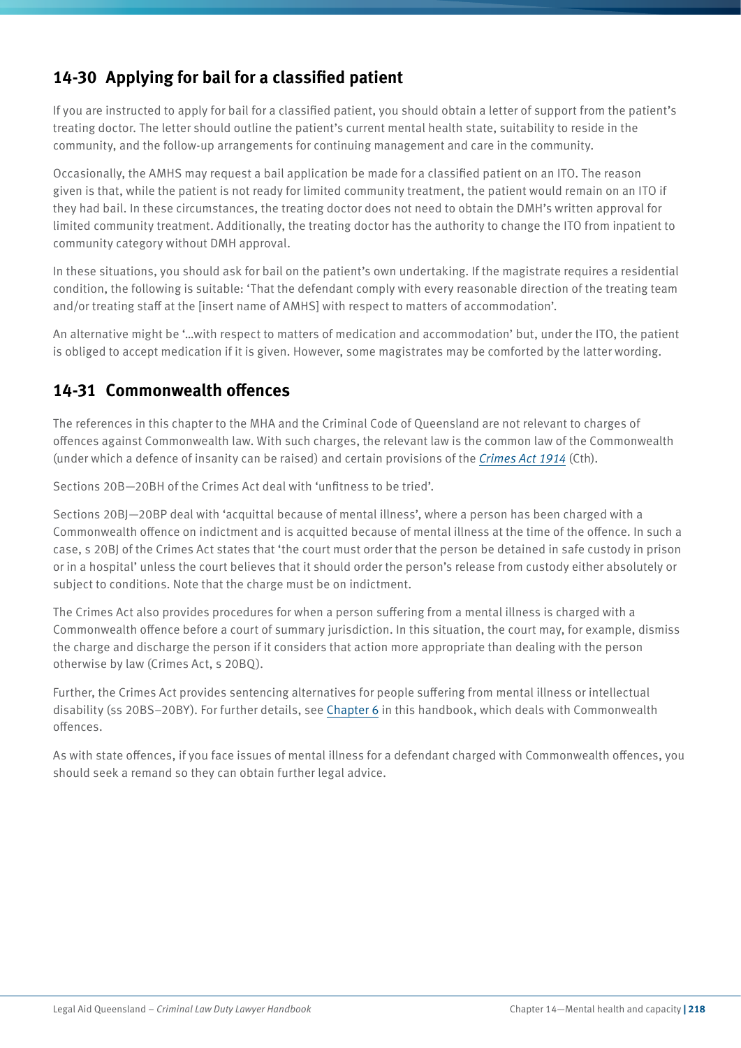## 14-30 Applying for bail for a classified patient

If you are instructed to apply for bail for a classified patient, you should obtain a letter of support from the patient's treating doctor. The letter should outline the patient's current mental health state, suitability to reside in the community, and the follow-up arrangements for continuing management and care in the community.

Occasionally, the AMHS may request a bail application be made for a classified patient on an ITO. The reason given is that, while the patient is not ready for limited community treatment, the patient would remain on an ITO if they had bail. In these circumstances, the treating doctor does not need to obtain the DMH's written approval for limited community treatment. Additionally, the treating doctor has the authority to change the ITO from inpatient to community category without DMH approval.

In these situations, you should ask for bail on the patient's own undertaking. If the magistrate requires a residential condition, the following is suitable: 'That the defendant comply with every reasonable direction of the treating team and/or treating staff at the [insert name of AMHS] with respect to matters of accommodation'.

An alternative might be '…with respect to matters of medication and accommodation' but, under the ITO, the patient is obliged to accept medication if it is given. However, some magistrates may be comforted by the latter wording.

## 14-31 Commonwealth offences

The references in this chapter to the MHA and the Criminal Code of Queensland are not relevant to charges of offences against Commonwealth law. With such charges, the relevant law is the common law of the Commonwealth (under which a defence of insanity can be raised) and certain provisions of the *Crimes Act 1914* (Cth).

Sections 20B—20BH of the Crimes Act deal with 'unfitness to be tried'.

Sections 20BJ—20BP deal with 'acquittal because of mental illness', where a person has been charged with a Commonwealth offence on indictment and is acquitted because of mental illness at the time of the offence. In such a case, s 20BJ of the Crimes Act states that 'the court must order that the person be detained in safe custody in prison or in a hospital' unless the court believes that it should order the person's release from custody either absolutely or subject to conditions. Note that the charge must be on indictment.

The Crimes Act also provides procedures for when a person suffering from a mental illness is charged with a Commonwealth offence before a court of summary jurisdiction. In this situation, the court may, for example, dismiss the charge and discharge the person if it considers that action more appropriate than dealing with the person otherwise by law (Crimes Act, s 20BQ).

Further, the Crimes Act provides sentencing alternatives for people suffering from mental illness or intellectual disability (ss 20BS–20BY). For further details, see Chapter 6 in this handbook, which deals with Commonwealth offences.

As with state offences, if you face issues of mental illness for a defendant charged with Commonwealth offences, you should seek a remand so they can obtain further legal advice.